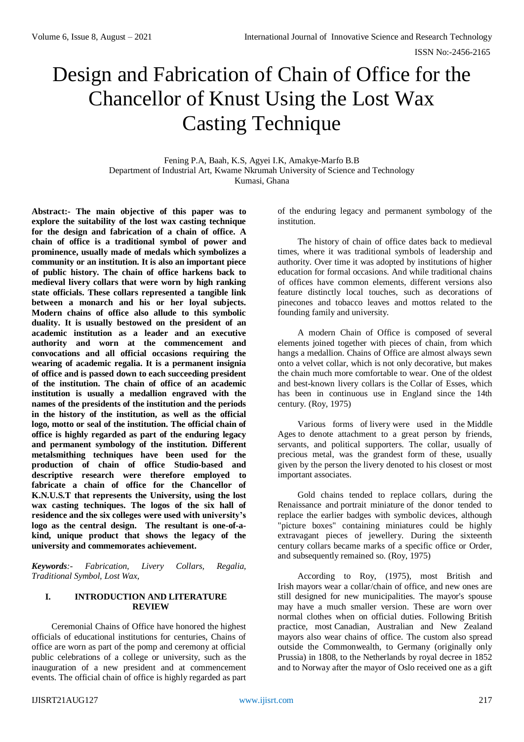# Design and Fabrication of Chain of Office for the Chancellor of Knust Using the Lost Wax Casting Technique

Fening P.A, Baah, K.S, Agyei I.K, Amakye-Marfo B.B
Department of Industrial Art, Kwame Nkrumah University of Science and Technology
Kumasi, Ghana

**Abstract:- The main objective of this paper was to explore the suitability of the lost wax casting technique for the design and fabrication of a chain of office. A chain of office is a traditional symbol of power and prominence, usually made of medals which symbolizes a community or an institution. It is also an important piece of public history. The chain of office harkens back to medieval livery collars that were worn by high ranking state officials. These collars represented a tangible link between a monarch and his or her loyal subjects. Modern chains of office also allude to this symbolic duality. It is usually bestowed on the president of an academic institution as a leader and an executive authority and worn at the commencement and convocations and all official occasions requiring the wearing of academic regalia. It is a permanent insignia of office and is passed down to each succeeding president of the institution. The chain of office of an academic institution is usually a medallion engraved with the names of the presidents of the institution and the periods in the history of the institution, as well as the official logo, motto or seal of the institution. The official chain of office is highly regarded as part of the enduring legacy and permanent symbology of the institution. Different metalsmithing techniques have been used for the production of chain of office Studio-based and descriptive research were therefore employed to fabricate a chain of office for the Chancellor of K.N.U.S.T that represents the University, using the lost wax casting techniques. The logos of the six hall of residence and the six colleges were used with university's logo as the central design. The resultant is one-of-a-kind, unique product that shows the legacy of the university and commemorates achievement.**

***Keywords**:- Fabrication, Livery Collars, Regalia, Traditional Symbol, Lost Wax,*

## I. INTRODUCTION AND LITERATURE REVIEW

Ceremonial Chains of Office have honored the highest officials of educational institutions for centuries, Chains of office are worn as part of the pomp and ceremony at official public celebrations of a college or university, such as the inauguration of a new president and at commencement events. The official chain of office is highly regarded as part of the enduring legacy and permanent symbology of the institution.

The history of chain of office dates back to medieval times, where it was traditional symbols of leadership and authority. Over time it was adopted by institutions of higher education for formal occasions. And while traditional chains of offices have common elements, different versions also feature distinctly local touches, such as decorations of pinecones and tobacco leaves and mottos related to the founding family and university.

A modern Chain of Office is composed of several elements joined together with pieces of chain, from which hangs a medallion. Chains of Office are almost always sewn onto a velvet collar, which is not only decorative, but makes the chain much more comfortable to wear. One of the oldest and best-known livery collars is the Collar of Esses, which has been in continuous use in England since the 14th century. (Roy, 1975)

Various forms of livery were used in the Middle Ages to denote attachment to a great person by friends, servants, and political supporters. The collar, usually of precious metal, was the grandest form of these, usually given by the person the livery denoted to his closest or most important associates.

Gold chains tended to replace collars, during the Renaissance and portrait miniature of the donor tended to replace the earlier badges with symbolic devices, although "picture boxes" containing miniatures could be highly extravagant pieces of jewellery. During the sixteenth century collars became marks of a specific office or Order, and subsequently remained so. (Roy, 1975)

According to Roy, (1975), most British and Irish mayors wear a collar/chain of office, and new ones are still designed for new municipalities. The mayor's spouse may have a much smaller version. These are worn over normal clothes when on official duties. Following British practice, most Canadian, Australian and New Zealand mayors also wear chains of office. The custom also spread outside the Commonwealth, to Germany (originally only Prussia) in 1808, to the Netherlands by royal decree in 1852 and to Norway after the mayor of Oslo received one as a gift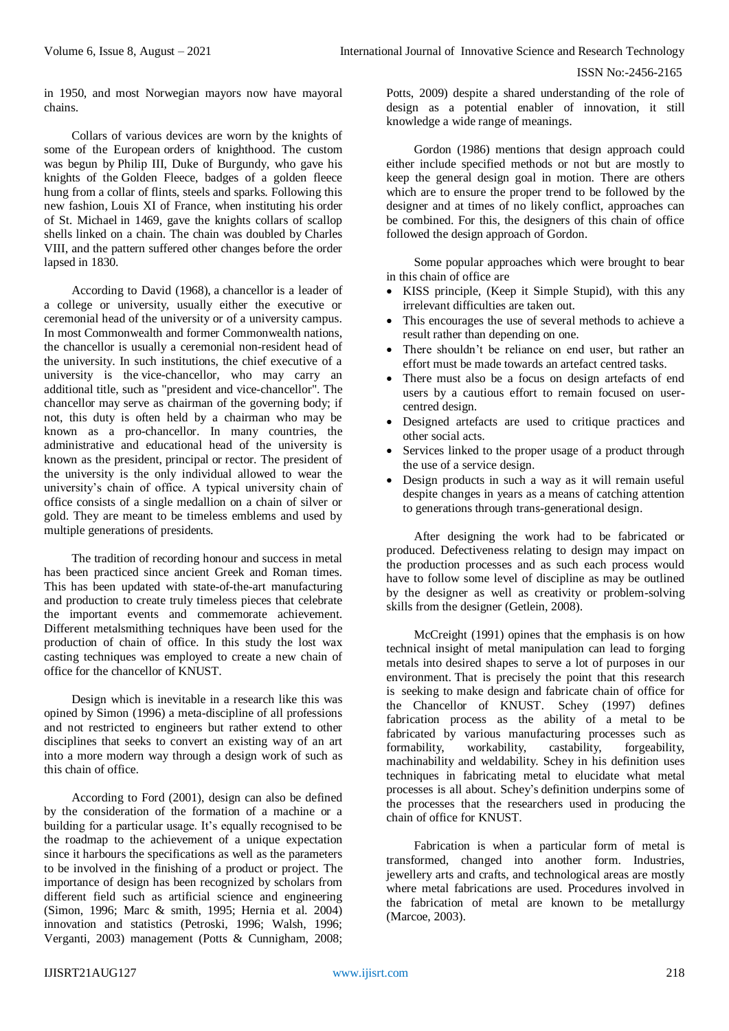in 1950, and most Norwegian mayors now have mayoral chains.

Collars of various devices are worn by the knights of some of the European orders of knighthood. The custom was begun by Philip III, Duke of Burgundy, who gave his knights of the Golden Fleece, badges of a golden fleece hung from a collar of flints, steels and sparks. Following this new fashion, Louis XI of France, when instituting his order of St. Michael in 1469, gave the knights collars of scallop shells linked on a chain. The chain was doubled by Charles VIII, and the pattern suffered other changes before the order lapsed in 1830.

According to David (1968), a chancellor is a leader of a college or university, usually either the executive or ceremonial head of the university or of a university campus. In most Commonwealth and former Commonwealth nations, the chancellor is usually a ceremonial non-resident head of the university. In such institutions, the chief executive of a university is the vice-chancellor, who may carry an additional title, such as "president and vice-chancellor". The chancellor may serve as chairman of the governing body; if not, this duty is often held by a chairman who may be known as a pro-chancellor. In many countries, the administrative and educational head of the university is known as the president, principal or rector. The president of the university is the only individual allowed to wear the university's chain of office. A typical university chain of office consists of a single medallion on a chain of silver or gold. They are meant to be timeless emblems and used by multiple generations of presidents.

The tradition of recording honour and success in metal has been practiced since ancient Greek and Roman times. This has been updated with state-of-the-art manufacturing and production to create truly timeless pieces that celebrate the important events and commemorate achievement. Different metalsmithing techniques have been used for the production of chain of office. In this study the lost wax casting techniques was employed to create a new chain of office for the chancellor of KNUST.

Design which is inevitable in a research like this was opined by Simon (1996) a meta-discipline of all professions and not restricted to engineers but rather extend to other disciplines that seeks to convert an existing way of an art into a more modern way through a design work of such as this chain of office.

According to Ford (2001), design can also be defined by the consideration of the formation of a machine or a building for a particular usage. It's equally recognised to be the roadmap to the achievement of a unique expectation since it harbours the specifications as well as the parameters to be involved in the finishing of a product or project. The importance of design has been recognized by scholars from different field such as artificial science and engineering (Simon, 1996; Marc & smith, 1995; Hernia et al. 2004) innovation and statistics (Petroski, 1996; Walsh, 1996; Verganti, 2003) management (Potts & Cunnigham, 2008; Potts, 2009) despite a shared understanding of the role of design as a potential enabler of innovation, it still knowledge a wide range of meanings.

Gordon (1986) mentions that design approach could either include specified methods or not but are mostly to keep the general design goal in motion. There are others which are to ensure the proper trend to be followed by the designer and at times of no likely conflict, approaches can be combined. For this, the designers of this chain of office followed the design approach of Gordon.

Some popular approaches which were brought to bear in this chain of office are

- KISS principle, (Keep it Simple Stupid), with this any irrelevant difficulties are taken out.
- This encourages the use of several methods to achieve a result rather than depending on one.
- There shouldn't be reliance on end user, but rather an effort must be made towards an artefact centred tasks.
- There must also be a focus on design artefacts of end users by a cautious effort to remain focused on user-centred design.
- Designed artefacts are used to critique practices and other social acts.
- Services linked to the proper usage of a product through the use of a service design.
- Design products in such a way as it will remain useful despite changes in years as a means of catching attention to generations through trans-generational design.

After designing the work had to be fabricated or produced. Defectiveness relating to design may impact on the production processes and as such each process would have to follow some level of discipline as may be outlined by the designer as well as creativity or problem-solving skills from the designer (Getlein, 2008).

McCreight (1991) opines that the emphasis is on how technical insight of metal manipulation can lead to forging metals into desired shapes to serve a lot of purposes in our environment. That is precisely the point that this research is seeking to make design and fabricate chain of office for the Chancellor of KNUST. Schey (1997) defines fabrication process as the ability of a metal to be fabricated by various manufacturing processes such as formability, workability, castability, forgeability, machinability and weldability. Schey in his definition uses techniques in fabricating metal to elucidate what metal processes is all about. Schey's definition underpins some of the processes that the researchers used in producing the chain of office for KNUST.

Fabrication is when a particular form of metal is transformed, changed into another form. Industries, jewellery arts and crafts, and technological areas are mostly where metal fabrications are used. Procedures involved in the fabrication of metal are known to be metallurgy (Marcoe, 2003).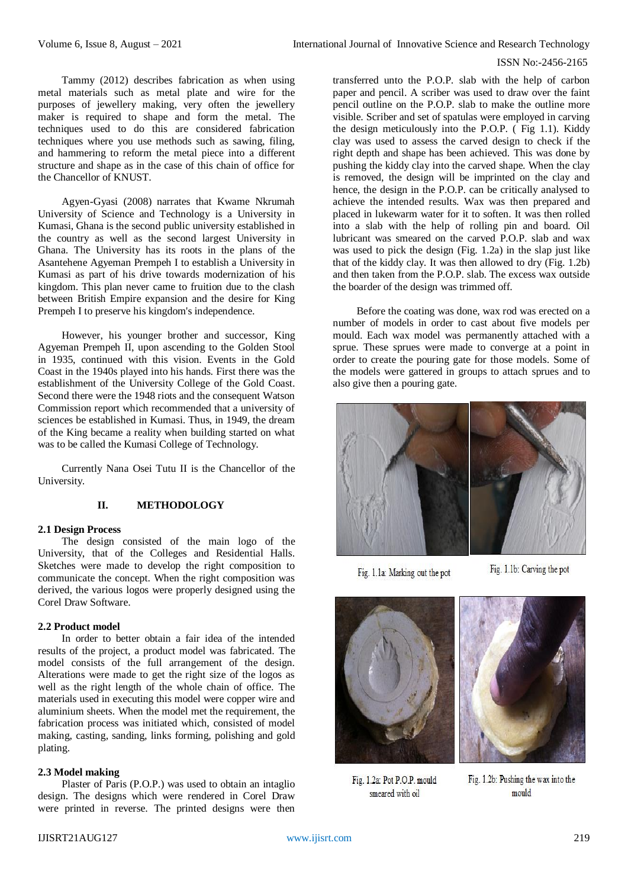Tammy (2012) describes fabrication as when using metal materials such as metal plate and wire for the purposes of jewellery making, very often the jewellery maker is required to shape and form the metal. The techniques used to do this are considered fabrication techniques where you use methods such as sawing, filing, and hammering to reform the metal piece into a different structure and shape as in the case of this chain of office for the Chancellor of KNUST.

Agyen-Gyasi (2008) narrates that Kwame Nkrumah University of Science and Technology is a University in Kumasi, Ghana is the second public university established in the country as well as the second largest University in Ghana. The University has its roots in the plans of the Asantehene Agyeman Prempeh I to establish a University in Kumasi as part of his drive towards modernization of his kingdom. This plan never came to fruition due to the clash between British Empire expansion and the desire for King Prempeh I to preserve his kingdom's independence.

However, his younger brother and successor, King Agyeman Prempeh II, upon ascending to the Golden Stool in 1935, continued with this vision. Events in the Gold Coast in the 1940s played into his hands. First there was the establishment of the University College of the Gold Coast. Second there were the 1948 riots and the consequent Watson Commission report which recommended that a university of sciences be established in Kumasi. Thus, in 1949, the dream of the King became a reality when building started on what was to be called the Kumasi College of Technology.

Currently Nana Osei Tutu II is the Chancellor of the University.

## II. METHODOLOGY

### 2.1 Design Process

The design consisted of the main logo of the University, that of the Colleges and Residential Halls. Sketches were made to develop the right composition to communicate the concept. When the right composition was derived, the various logos were properly designed using the Corel Draw Software.

### 2.2 Product model

In order to better obtain a fair idea of the intended results of the project, a product model was fabricated. The model consists of the full arrangement of the design. Alterations were made to get the right size of the logos as well as the right length of the whole chain of office. The materials used in executing this model were copper wire and aluminium sheets. When the model met the requirement, the fabrication process was initiated which, consisted of model making, casting, sanding, links forming, polishing and gold plating.

### 2.3 Model making

Plaster of Paris (P.O.P.) was used to obtain an intaglio design. The designs which were rendered in Corel Draw were printed in reverse. The printed designs were then transferred unto the P.O.P. slab with the help of carbon paper and pencil. A scriber was used to draw over the faint pencil outline on the P.O.P. slab to make the outline more visible. Scriber and set of spatulas were employed in carving the design meticulously into the P.O.P. ( Fig 1.1). Kiddy clay was used to assess the carved design to check if the right depth and shape has been achieved. This was done by pushing the kiddy clay into the carved shape. When the clay is removed, the design will be imprinted on the clay and hence, the design in the P.O.P. can be critically analysed to achieve the intended results. Wax was then prepared and placed in lukewarm water for it to soften. It was then rolled into a slab with the help of rolling pin and board. Oil lubricant was smeared on the carved P.O.P. slab and wax was used to pick the design (Fig. 1.2a) in the slap just like that of the kiddy clay. It was then allowed to dry (Fig. 1.2b) and then taken from the P.O.P. slab. The excess wax outside the boarder of the design was trimmed off.

Before the coating was done, wax rod was erected on a number of models in order to cast about five models per mould. Each wax model was permanently attached with a sprue. These sprues were made to converge at a point in order to create the pouring gate for those models. Some of the models were gattered in groups to attach sprues and to also give then a pouring gate.

Fig. 1.1a: Marking out the pot

Fig. 1.1b: Carving the pot

Fig. 1.2a: Pot P.O.P. mould smeared with oil

Fig. 1.2b: Pushing the wax into the mould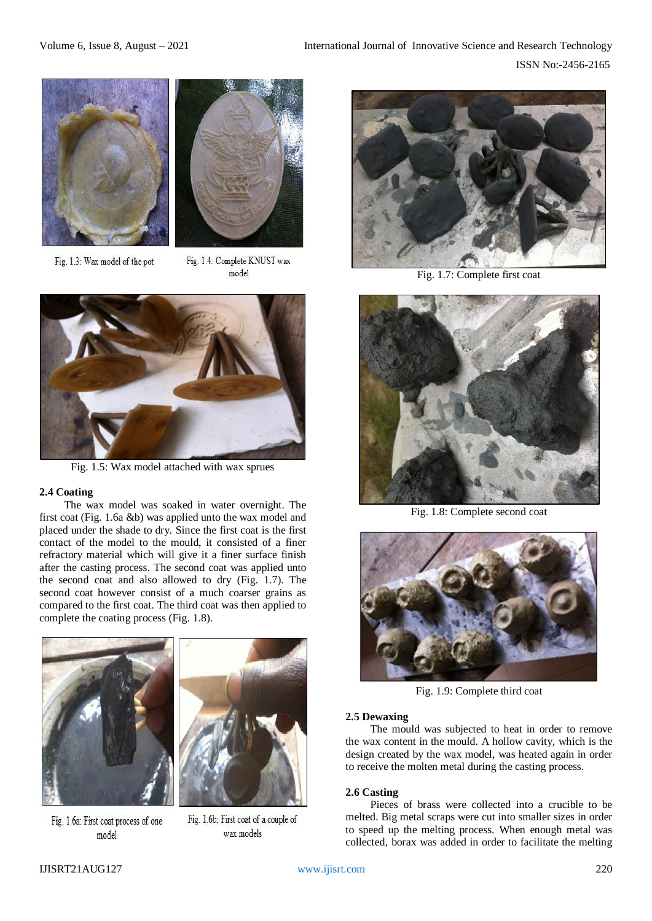Fig. 1.3: Wax model of the pot

Fig. 1.4: Complete KNUST wax model

Fig. 1.5: Wax model attached with wax sprues

### 2.4 Coating

The wax model was soaked in water overnight. The first coat (Fig. 1.6a &b) was applied unto the wax model and placed under the shade to dry. Since the first coat is the first contact of the model to the mould, it consisted of a finer refractory material which will give it a finer surface finish after the casting process. The second coat was applied unto the second coat and also allowed to dry (Fig. 1.7). The second coat however consist of a much coarser grains as compared to the first coat. The third coat was then applied to complete the coating process (Fig. 1.8).

Fig. 1.6a: First coat process of one model

Fig. 1.6b: First coat of a couple of wax models

Fig. 1.7: Complete first coat

Fig. 1.8: Complete second coat

Fig. 1.9: Complete third coat

### 2.5 Dewaxing

The mould was subjected to heat in order to remove the wax content in the mould. A hollow cavity, which is the design created by the wax model, was heated again in order to receive the molten metal during the casting process.

### 2.6 Casting

Pieces of brass were collected into a crucible to be melted. Big metal scraps were cut into smaller sizes in order to speed up the melting process. When enough metal was collected, borax was added in order to facilitate the melting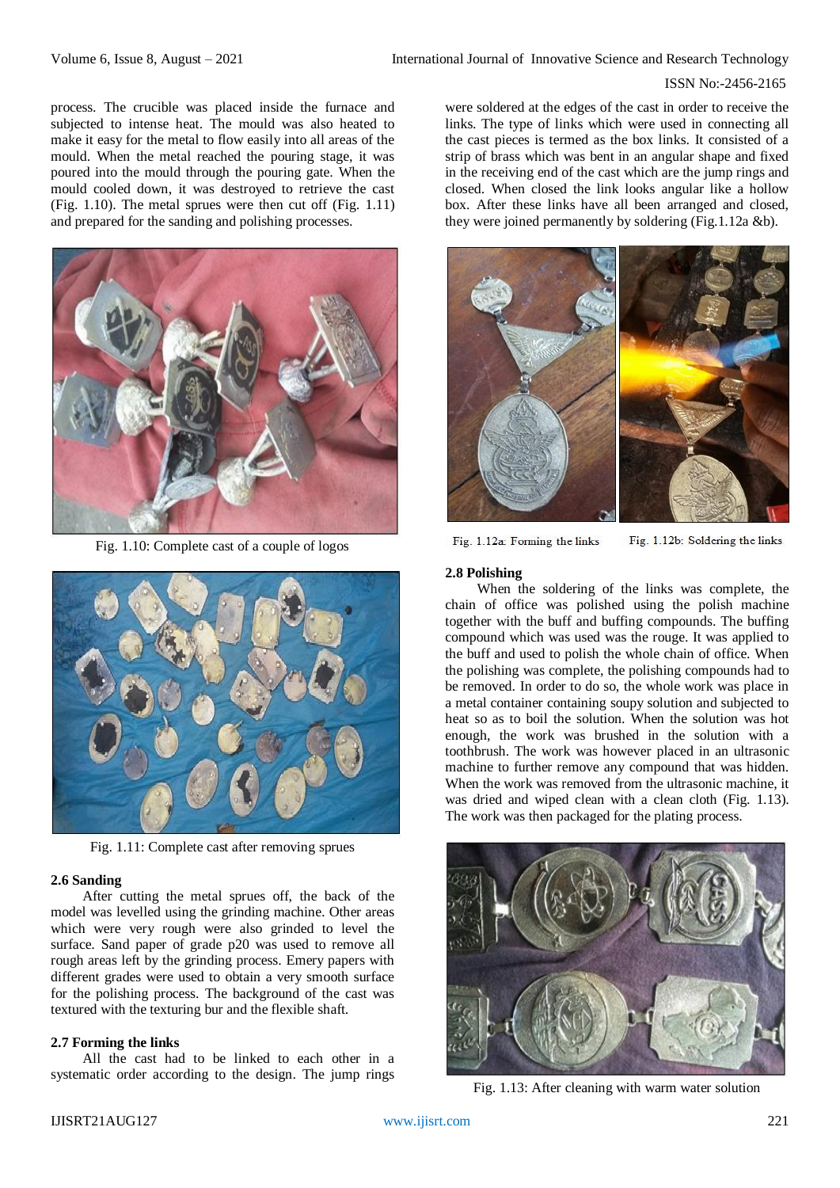process. The crucible was placed inside the furnace and subjected to intense heat. The mould was also heated to make it easy for the metal to flow easily into all areas of the mould. When the metal reached the pouring stage, it was poured into the mould through the pouring gate. When the mould cooled down, it was destroyed to retrieve the cast (Fig. 1.10). The metal sprues were then cut off (Fig. 1.11) and prepared for the sanding and polishing processes.

Fig. 1.10: Complete cast of a couple of logos

Fig. 1.11: Complete cast after removing sprues

### 2.6 Sanding

After cutting the metal sprues off, the back of the model was levelled using the grinding machine. Other areas which were very rough were also grinded to level the surface. Sand paper of grade p20 was used to remove all rough areas left by the grinding process. Emery papers with different grades were used to obtain a very smooth surface for the polishing process. The background of the cast was textured with the texturing bur and the flexible shaft.

### 2.7 Forming the links

All the cast had to be linked to each other in a systematic order according to the design. The jump rings were soldered at the edges of the cast in order to receive the links. The type of links which were used in connecting all the cast pieces is termed as the box links. It consisted of a strip of brass which was bent in an angular shape and fixed in the receiving end of the cast which are the jump rings and closed. When closed the link looks angular like a hollow box. After these links have all been arranged and closed, they were joined permanently by soldering (Fig.1.12a &b).

Fig. 1.12a: Forming the links

Fig. 1.12b: Soldering the links

### 2.8 Polishing

When the soldering of the links was complete, the chain of office was polished using the polish machine together with the buff and buffing compounds. The buffing compound which was used was the rouge. It was applied to the buff and used to polish the whole chain of office. When the polishing was complete, the polishing compounds had to be removed. In order to do so, the whole work was place in a metal container containing soupy solution and subjected to heat so as to boil the solution. When the solution was hot enough, the work was brushed in the solution with a toothbrush. The work was however placed in an ultrasonic machine to further remove any compound that was hidden. When the work was removed from the ultrasonic machine, it was dried and wiped clean with a clean cloth (Fig. 1.13). The work was then packaged for the plating process.

Fig. 1.13: After cleaning with warm water solution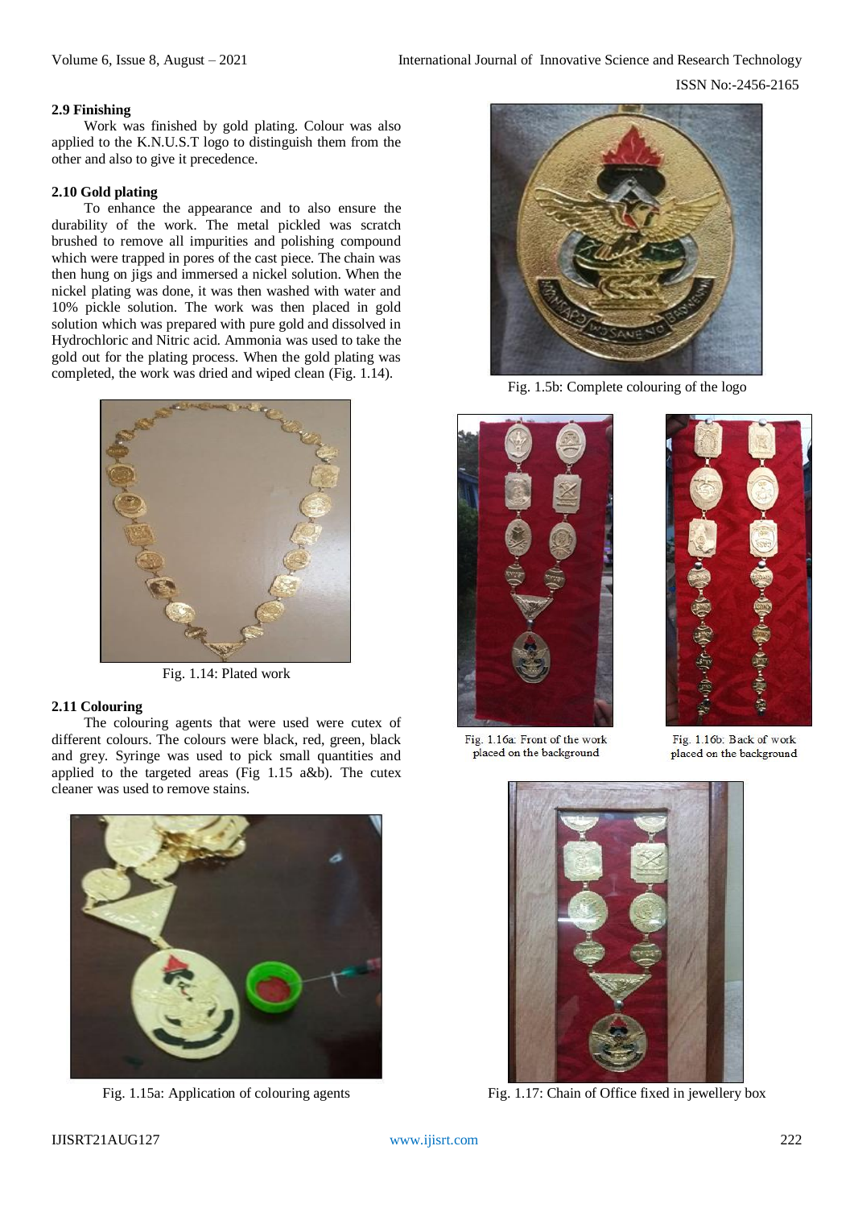### 2.9 Finishing

Work was finished by gold plating. Colour was also applied to the K.N.U.S.T logo to distinguish them from the other and also to give it precedence.

### 2.10 Gold plating

To enhance the appearance and to also ensure the durability of the work. The metal pickled was scratch brushed to remove all impurities and polishing compound which were trapped in pores of the cast piece. The chain was then hung on jigs and immersed a nickel solution. When the nickel plating was done, it was then washed with water and 10% pickle solution. The work was then placed in gold solution which was prepared with pure gold and dissolved in Hydrochloric and Nitric acid. Ammonia was used to take the gold out for the plating process. When the gold plating was completed, the work was dried and wiped clean (Fig. 1.14).

Fig. 1.14: Plated work

### 2.11 Colouring

The colouring agents that were used were cutex of different colours. The colours were black, red, green, black and grey. Syringe was used to pick small quantities and applied to the targeted areas (Fig 1.15 a&b). The cutex cleaner was used to remove stains.

Fig. 1.15a: Application of colouring agents

Fig. 1.5b: Complete colouring of the logo

Fig. 1.16a: Front of the work placed on the background

Fig. 1.16b: Back of work placed on the background

Fig. 1.17: Chain of Office fixed in jewellery box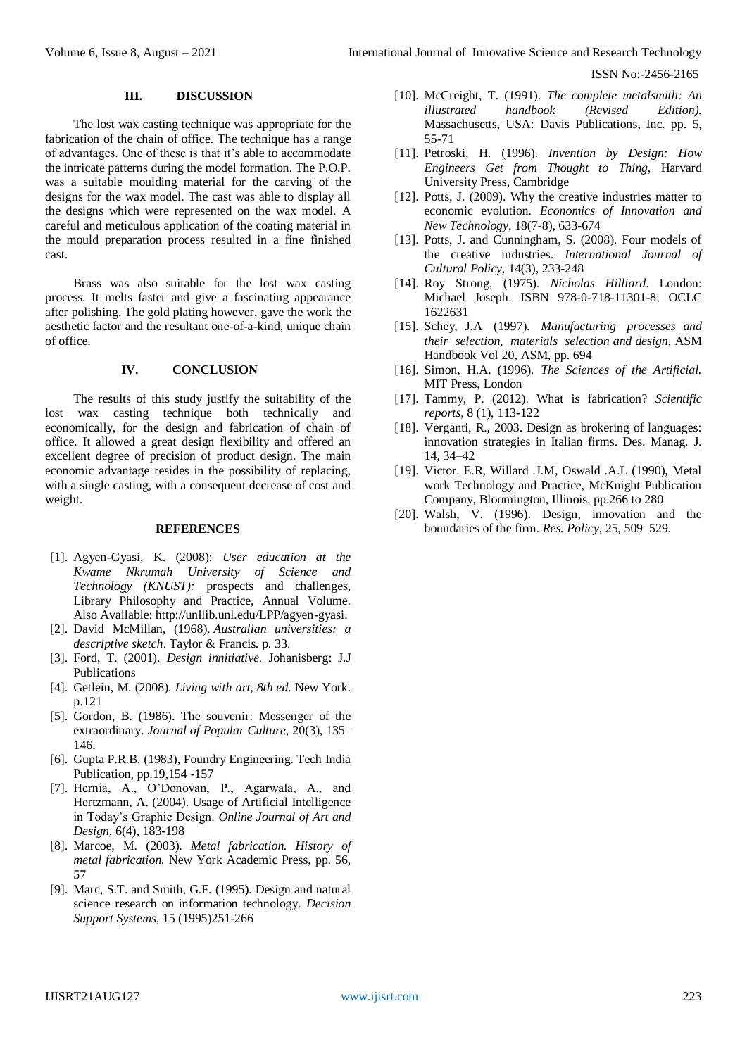## III. DISCUSSION

The lost wax casting technique was appropriate for the fabrication of the chain of office. The technique has a range of advantages. One of these is that it's able to accommodate the intricate patterns during the model formation. The P.O.P. was a suitable moulding material for the carving of the designs for the wax model. The cast was able to display all the designs which were represented on the wax model. A careful and meticulous application of the coating material in the mould preparation process resulted in a fine finished cast.

Brass was also suitable for the lost wax casting process. It melts faster and give a fascinating appearance after polishing. The gold plating however, gave the work the aesthetic factor and the resultant one-of-a-kind, unique chain of office.

## IV. CONCLUSION

The results of this study justify the suitability of the lost wax casting technique both technically and economically, for the design and fabrication of chain of office. It allowed a great design flexibility and offered an excellent degree of precision of product design. The main economic advantage resides in the possibility of replacing, with a single casting, with a consequent decrease of cost and weight.

## REFERENCES

- [1]. Agyen-Gyasi, K. (2008): *User education at the Kwame Nkrumah University of Science and Technology (KNUST):* prospects and challenges, Library Philosophy and Practice, Annual Volume. Also Available: http://unllib.unl.edu/LPP/agyen-gyasi.
- [2]. David McMillan, (1968). *Australian universities: a descriptive sketch*. Taylor & Francis. p. 33.
- [3]. Ford, T. (2001). *Design innitiative.* Johanisberg: J.J Publications
- [4]. Getlein, M. (2008). *Living with art, 8th ed.* New York. p.121
- [5]. Gordon, B. (1986). The souvenir: Messenger of the extraordinary. *Journal of Popular Culture*, 20(3), 135–146.
- [6]. Gupta P.R.B. (1983), Foundry Engineering. Tech India Publication, pp.19,154 -157
- [7]. Hernia, A., O'Donovan, P., Agarwala, A., and Hertzmann, A. (2004). Usage of Artificial Intelligence in Today's Graphic Design. *Online Journal of Art and Design*, 6(4), 183-198
- [8]. Marcoe, M. (2003). *Metal fabrication. History of metal fabrication.* New York Academic Press, pp. 56, 57
- [9]. Marc, S.T. and Smith, G.F. (1995). Design and natural science research on information technology. *Decision Support Systems*, 15 (1995)251-266
- [10]. McCreight, T. (1991). *The complete metalsmith: An illustrated handbook (Revised Edition).* Massachusetts, USA: Davis Publications, Inc. pp. 5, 55-71
- [11]. Petroski, H. (1996). *Invention by Design: How Engineers Get from Thought to Thing*, Harvard University Press, Cambridge
- [12]. Potts, J. (2009). Why the creative industries matter to economic evolution. *Economics of Innovation and New Technology*, 18(7-8), 633-674
- [13]. Potts, J. and Cunningham, S. (2008). Four models of the creative industries. *International Journal of Cultural Policy*, 14(3), 233-248
- [14]. Roy Strong, (1975). *Nicholas Hilliard.* London: Michael Joseph. ISBN 978-0-718-11301-8; OCLC 1622631
- [15]. Schey, J.A (1997). *Manufacturing processes and their selection, materials selection and design*. ASM Handbook Vol 20, ASM, pp. 694
- [16]. Simon, H.A. (1996). *The Sciences of the Artificial.* MIT Press, London
- [17]. Tammy, P. (2012). What is fabrication? *Scientific reports*, 8 (1), 113-122
- [18]. Verganti, R., 2003. Design as brokering of languages: innovation strategies in Italian firms. Des. Manag. J. 14, 34–42
- [19]. Victor. E.R, Willard .J.M, Oswald .A.L (1990), Metal work Technology and Practice, McKnight Publication Company, Bloomington, Illinois, pp.266 to 280
- [20]. Walsh, V. (1996). Design, innovation and the boundaries of the firm. *Res. Policy*, 25, 509–529.